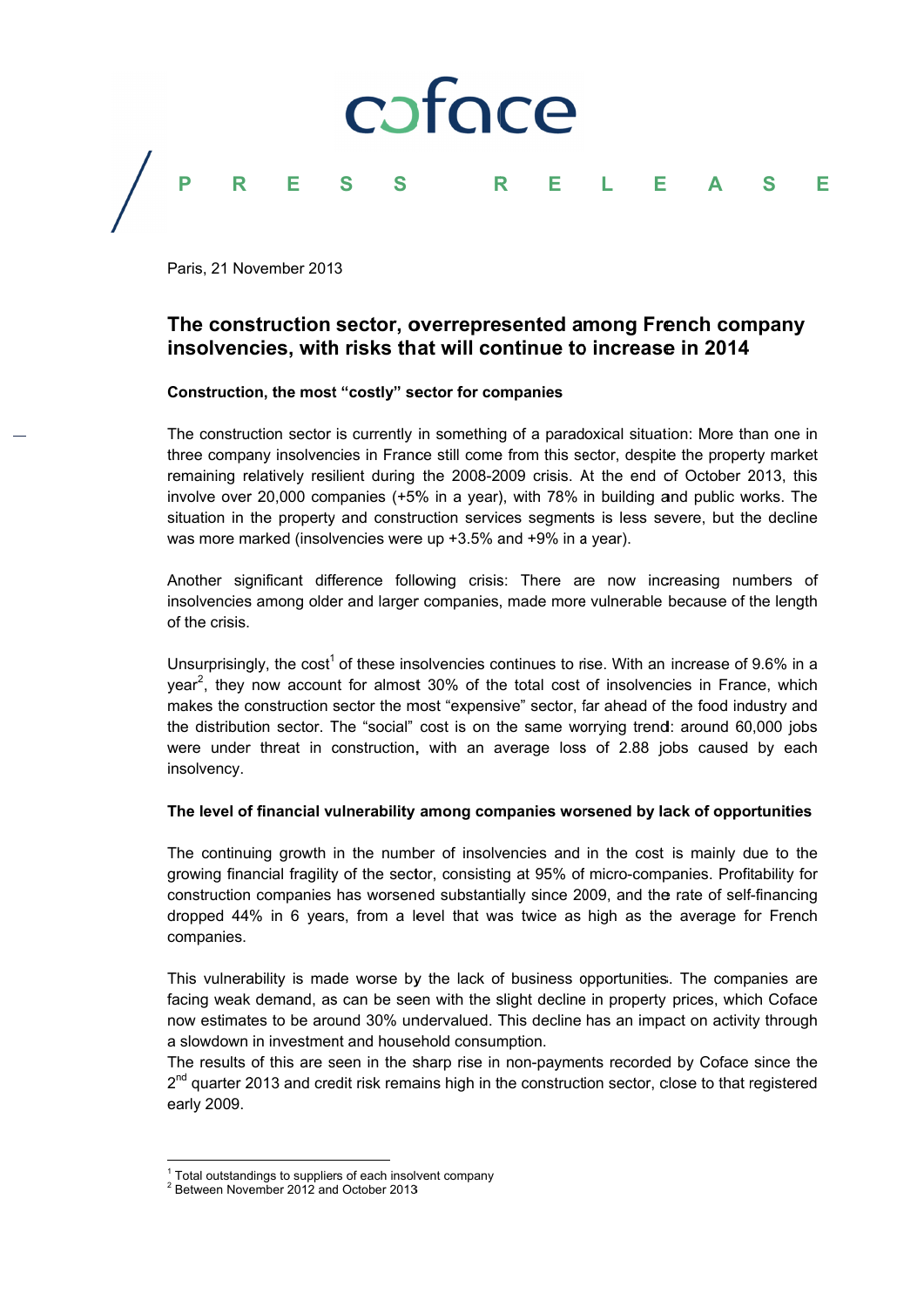coface

PRESS RELEASE

Paris, 21 November 2013

# The construction sector, overrepresented among French company insolvencies, with risks that will continue to increase in 2014

**Construction, the most "costly" sector for companies**

The construction sector is currently in something of a paradoxical situation: More than one in three company insolvencies in France still come from this sector, despite the property market remaining relatively resilient during the 2008-2009 crisis. At the end of October 2013, this involve over 20,000 companies (+5% in a year), with 78% in building and public works. The situation in the property and construction services segments is less severe, but the decline was more marked (insolvencies were up +3.5% and +9% in a year).

Another significant difference following crisis: There are now increasing numbers of insolvencies among older and larger companies, made more vulnerable because of the length of the crisis.

Unsurprisingly, the cost[1] of these insolvencies continues to rise. With an increase of 9.6% in a year[2], they now account for almost 30% of the total cost of insolvencies in France, which makes the construction sector the most "expensive" sector, far ahead of the food industry and the distribution sector. The "social" cost is on the same worrying trend: around 60,000 jobs were under threat in construction, with an average loss of 2.88 jobs caused by each insolvency.

**The level of financial vulnerability among companies worsened by lack of opportunities**

The continuing growth in the number of insolvencies and in the cost is mainly due to the growing financial fragility of the sector, consisting at 95% of micro-companies. Profitability for construction companies has worsened substantially since 2009, and the rate of self-financing dropped 44% in 6 years, from a level that was twice as high as the average for French companies.

This vulnerability is made worse by the lack of business opportunities. The companies are facing weak demand, as can be seen with the slight decline in property prices, which Coface now estimates to be around 30% undervalued. This decline has an impact on activity through a slowdown in investment and household consumption.

The results of this are seen in the sharp rise in non-payments recorded by Coface since the 2nd quarter 2013 and credit risk remains high in the construction sector, close to that registered early 2009.

---

[1] Total outstandings to suppliers of each insolvent company

[2] Between November 2012 and October 2013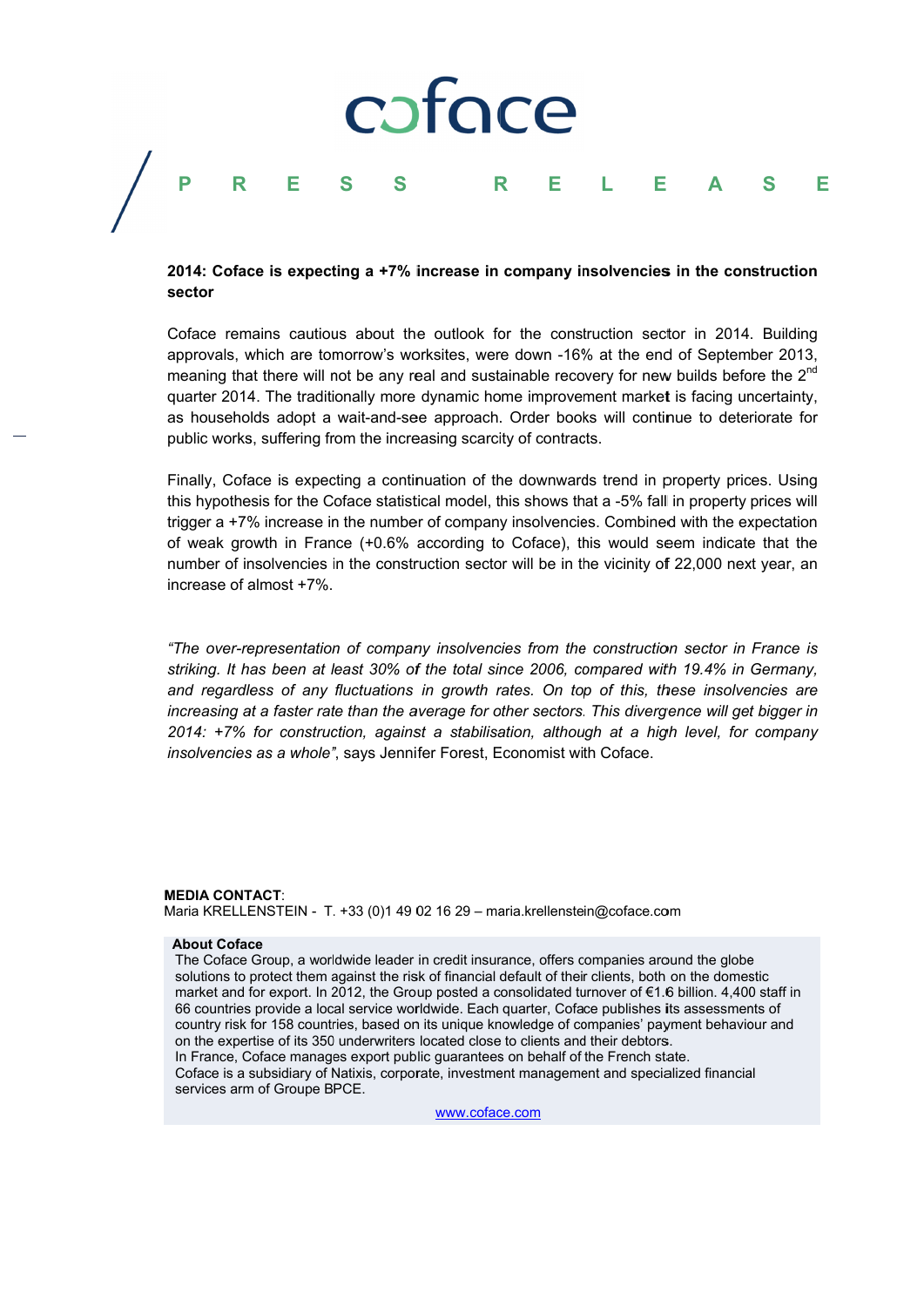coface

PRESS RELEASE

**2014: Coface is expecting a +7% increase in company insolvencies in the construction sector**

Coface remains cautious about the outlook for the construction sector in 2014. Building approvals, which are tomorrow's worksites, were down -16% at the end of September 2013, meaning that there will not be any real and sustainable recovery for new builds before the 2nd quarter 2014. The traditionally more dynamic home improvement market is facing uncertainty, as households adopt a wait-and-see approach. Order books will continue to deteriorate for public works, suffering from the increasing scarcity of contracts.

Finally, Coface is expecting a continuation of the downwards trend in property prices. Using this hypothesis for the Coface statistical model, this shows that a -5% fall in property prices will trigger a +7% increase in the number of company insolvencies. Combined with the expectation of weak growth in France (+0.6% according to Coface), this would seem indicate that the number of insolvencies in the construction sector will be in the vicinity of 22,000 next year, an increase of almost +7%.

*"The over-representation of company insolvencies from the construction sector in France is striking. It has been at least 30% of the total since 2006, compared with 19.4% in Germany, and regardless of any fluctuations in growth rates. On top of this, these insolvencies are increasing at a faster rate than the average for other sectors. This divergence will get bigger in 2014: +7% for construction, against a stabilisation, although at a high level, for company insolvencies as a whole"*, says Jennifer Forest, Economist with Coface.

**MEDIA CONTACT**:
Maria KRELLENSTEIN - T. +33 (0)1 49 02 16 29 – maria.krellenstein@coface.com

**About Coface**
The Coface Group, a worldwide leader in credit insurance, offers companies around the globe solutions to protect them against the risk of financial default of their clients, both on the domestic market and for export. In 2012, the Group posted a consolidated turnover of €1.6 billion. 4,400 staff in 66 countries provide a local service worldwide. Each quarter, Coface publishes its assessments of country risk for 158 countries, based on its unique knowledge of companies' payment behaviour and on the expertise of its 350 underwriters located close to clients and their debtors.
In France, Coface manages export public guarantees on behalf of the French state.
Coface is a subsidiary of Natixis, corporate, investment management and specialized financial services arm of Groupe BPCE.

www.coface.com